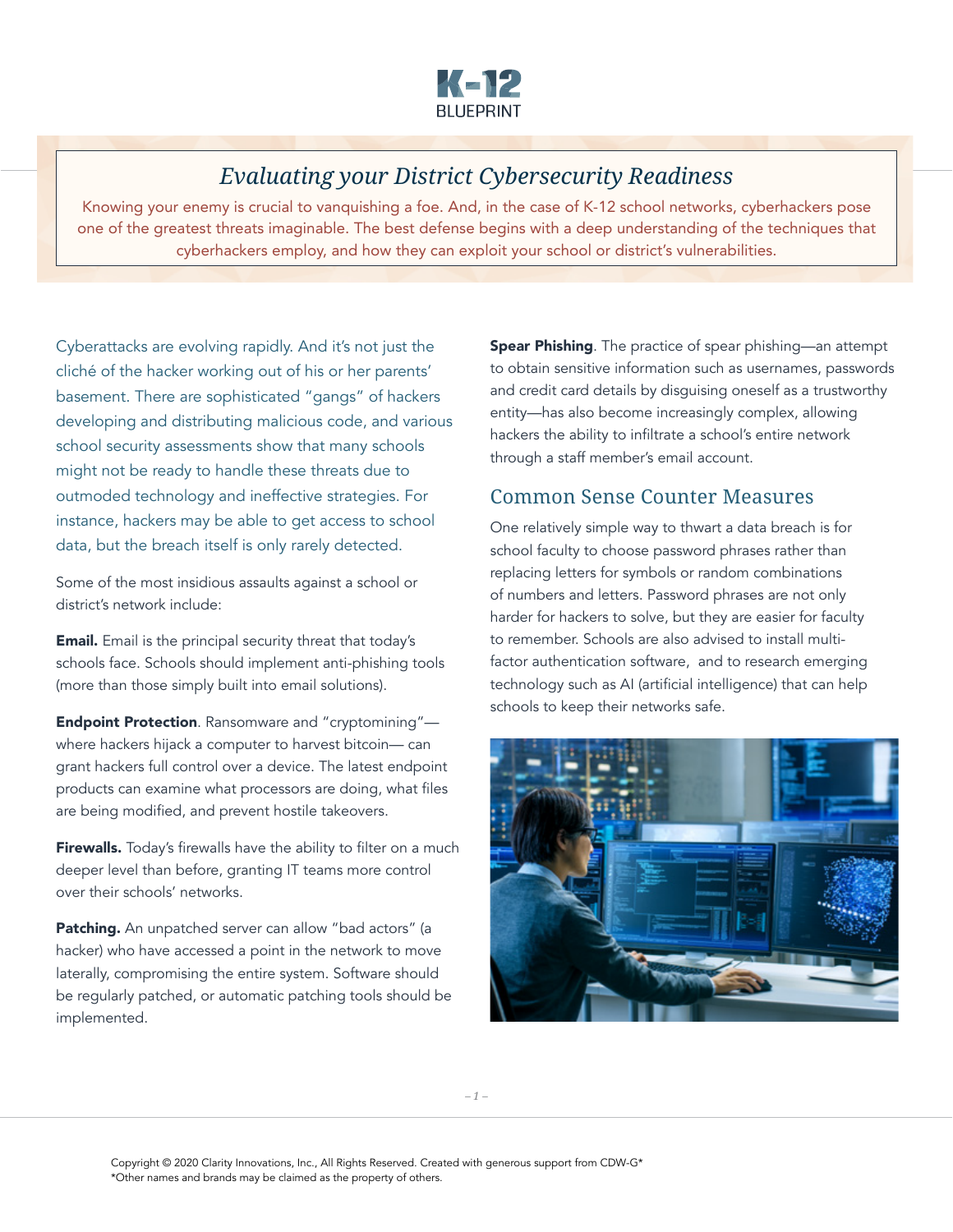K-12 BLUEPRINT

# Evaluating your District Cybersecurity Readiness

Knowing your enemy is crucial to vanquishing a foe. And, in the case of K-12 school networks, cyberhackers pose one of the greatest threats imaginable. The best defense begins with a deep understanding of the techniques that cyberhackers employ, and how they can exploit your school or district's vulnerabilities.

Cyberattacks are evolving rapidly. And it's not just the cliché of the hacker working out of his or her parents' basement. There are sophisticated "gangs" of hackers developing and distributing malicious code, and various school security assessments show that many schools might not be ready to handle these threats due to outmoded technology and ineffective strategies. For instance, hackers may be able to get access to school data, but the breach itself is only rarely detected.

Some of the most insidious assaults against a school or district's network include:

**Email.** Email is the principal security threat that today's schools face. Schools should implement anti-phishing tools (more than those simply built into email solutions).

**Endpoint Protection**. Ransomware and "cryptomining"—where hackers hijack a computer to harvest bitcoin— can grant hackers full control over a device. The latest endpoint products can examine what processors are doing, what files are being modified, and prevent hostile takeovers.

**Firewalls.** Today's firewalls have the ability to filter on a much deeper level than before, granting IT teams more control over their schools' networks.

**Patching.** An unpatched server can allow "bad actors" (a hacker) who have accessed a point in the network to move laterally, compromising the entire system. Software should be regularly patched, or automatic patching tools should be implemented.

**Spear Phishing**. The practice of spear phishing—an attempt to obtain sensitive information such as usernames, passwords and credit card details by disguising oneself as a trustworthy entity—has also become increasingly complex, allowing hackers the ability to infiltrate a school's entire network through a staff member's email account.

## Common Sense Counter Measures

One relatively simple way to thwart a data breach is for school faculty to choose password phrases rather than replacing letters for symbols or random combinations of numbers and letters. Password phrases are not only harder for hackers to solve, but they are easier for faculty to remember. Schools are also advised to install multi-factor authentication software, and to research emerging technology such as AI (artificial intelligence) that can help schools to keep their networks safe.

Copyright © 2020 Clarity Innovations, Inc., All Rights Reserved. Created with generous support from CDW-G*
*Other names and brands may be claimed as the property of others.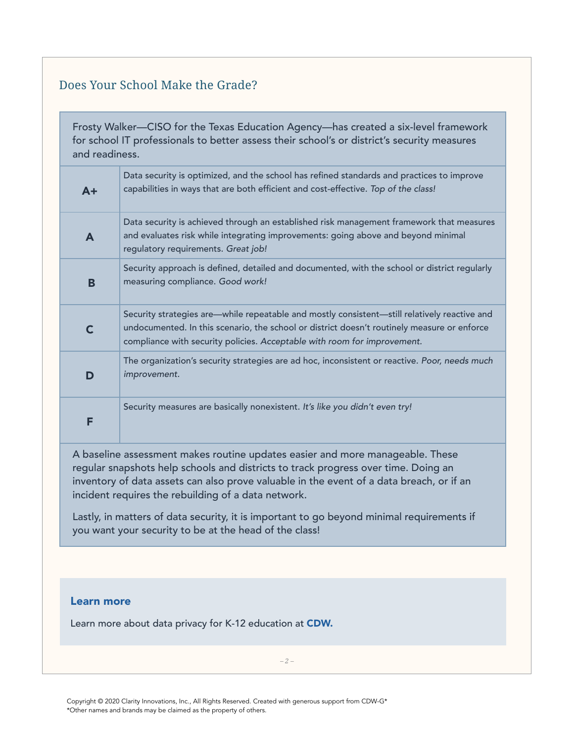## Does Your School Make the Grade?

Frosty Walker—CISO for the Texas Education Agency—has created a six-level framework for school IT professionals to better assess their school's or district's security measures and readiness.

| | |
|---|---|
| **A+** | Data security is optimized, and the school has refined standards and practices to improve capabilities in ways that are both efficient and cost-effective. *Top of the class!* |
| **A** | Data security is achieved through an established risk management framework that measures and evaluates risk while integrating improvements: going above and beyond minimal regulatory requirements. *Great job!* |
| **B** | Security approach is defined, detailed and documented, with the school or district regularly measuring compliance. *Good work!* |
| **C** | Security strategies are—while repeatable and mostly consistent—still relatively reactive and undocumented. In this scenario, the school or district doesn't routinely measure or enforce compliance with security policies. *Acceptable with room for improvement.* |
| **D** | The organization's security strategies are ad hoc, inconsistent or reactive. *Poor, needs much improvement.* |
| **F** | Security measures are basically nonexistent. *It's like you didn't even try!* |

A baseline assessment makes routine updates easier and more manageable. These regular snapshots help schools and districts to track progress over time. Doing an inventory of data assets can also prove valuable in the event of a data breach, or if an incident requires the rebuilding of a data network.

Lastly, in matters of data security, it is important to go beyond minimal requirements if you want your security to be at the head of the class!

### Learn more

Learn more about data privacy for K-12 education at **CDW.**

Copyright © 2020 Clarity Innovations, Inc., All Rights Reserved. Created with generous support from CDW-G*
*Other names and brands may be claimed as the property of others.